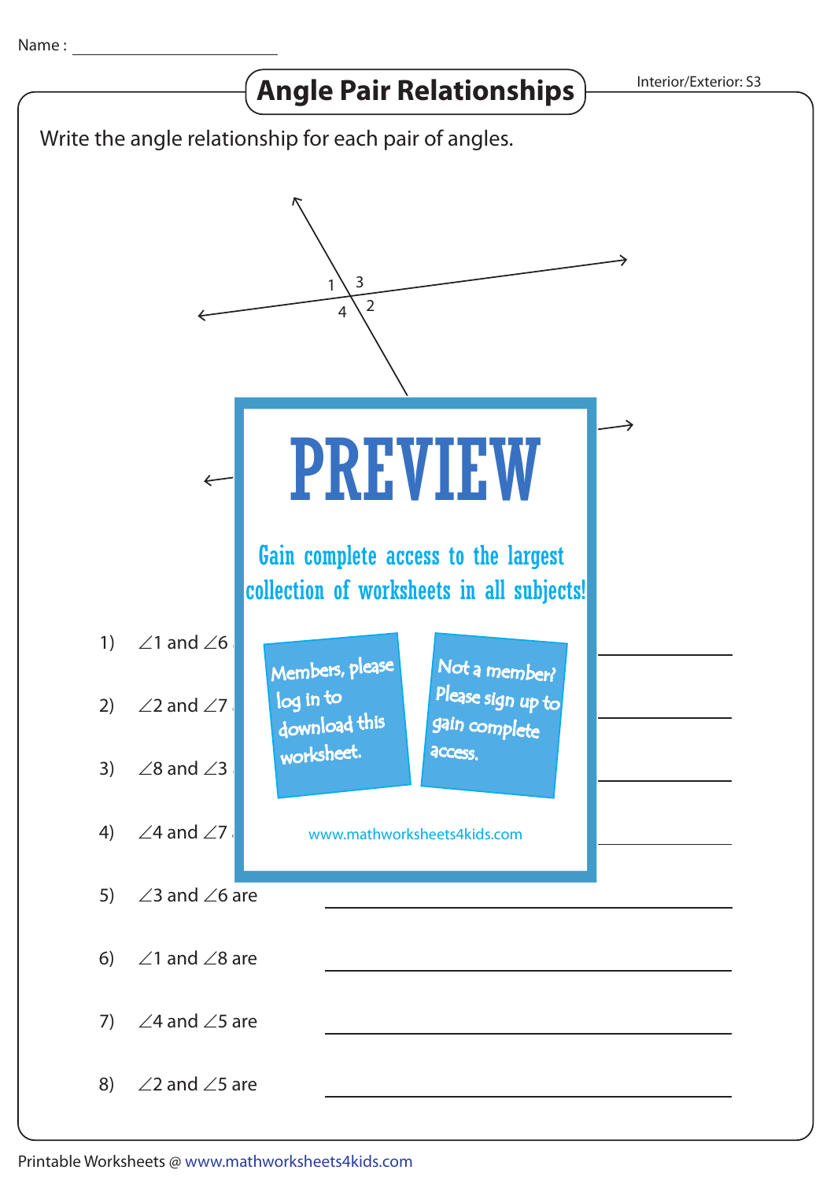Name : ________________

# Angle Pair Relationships

Interior/Exterior: S3

Write the angle relationship for each pair of angles.

1 3
4 2

PREVIEW

Gain complete access to the largest collection of worksheets in all subjects!

Members, please log in to download this worksheet.

Not a member? Please sign up to gain complete access.

www.mathworksheets4kids.com

1) ∠1 and ∠6 ________________

2) ∠2 and ∠7 ________________

3) ∠8 and ∠3 ________________

4) ∠4 and ∠7 ________________

5) ∠3 and ∠6 are ________________

6) ∠1 and ∠8 are ________________

7) ∠4 and ∠5 are ________________

8) ∠2 and ∠5 are ________________

Printable Worksheets @ www.mathworksheets4kids.com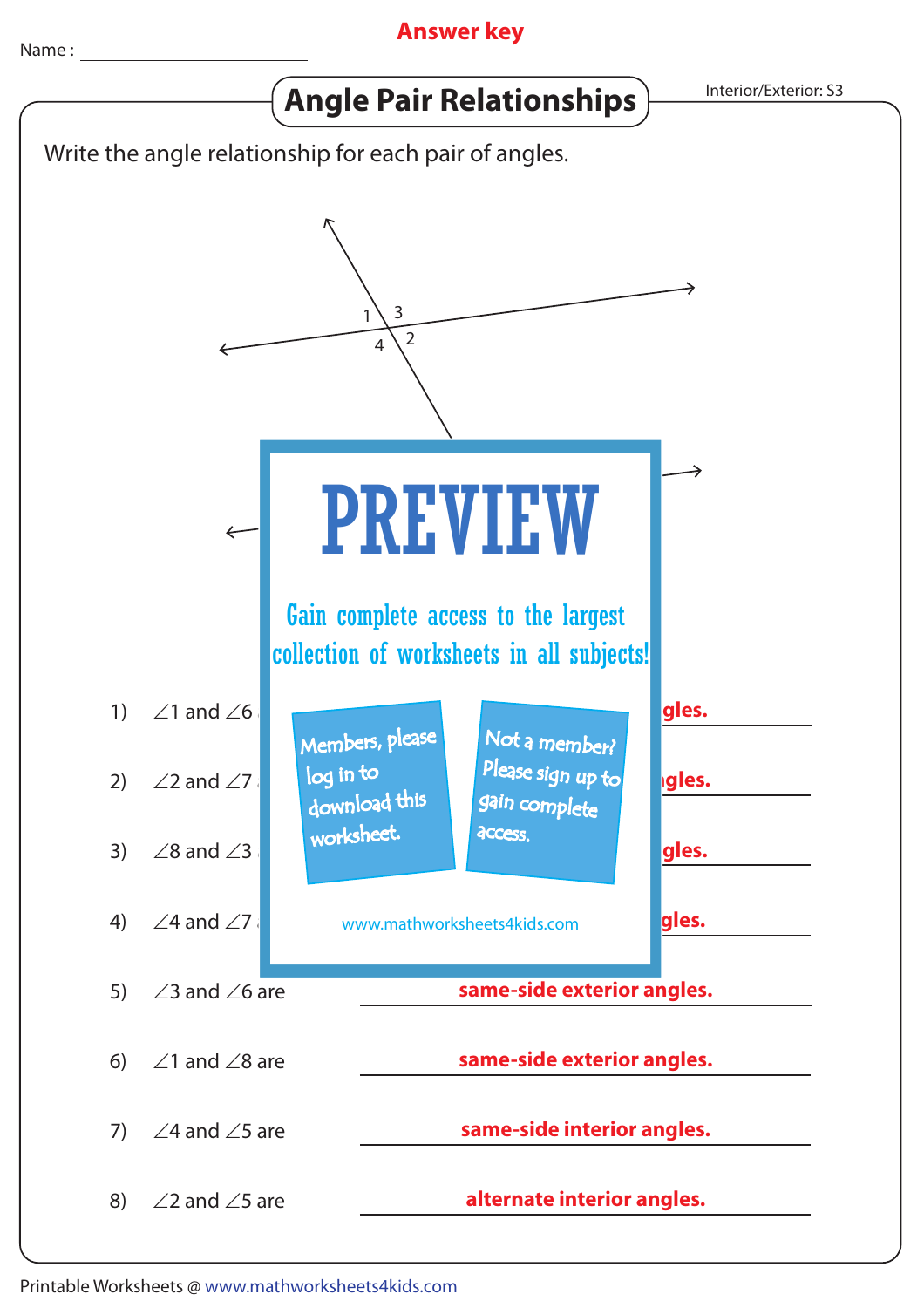Answer key

Name :

# Angle Pair Relationships

Interior/Exterior: S3

Write the angle relationship for each pair of angles.

1 3
4 2

PREVIEW

Gain complete access to the largest collection of worksheets in all subjects!

Members, please log in to download this worksheet.

Not a member? Please sign up to gain complete access.

www.mathworksheets4kids.com

1) ∠1 and ∠6 ... gles.

2) ∠2 and ∠7 ... ngles.

3) ∠8 and ∠3 ... gles.

4) ∠4 and ∠7 ... gles.

5) ∠3 and ∠6 are **same-side exterior angles.**

6) ∠1 and ∠8 are **same-side exterior angles.**

7) ∠4 and ∠5 are **same-side interior angles.**

8) ∠2 and ∠5 are **alternate interior angles.**

Printable Worksheets @ www.mathworksheets4kids.com